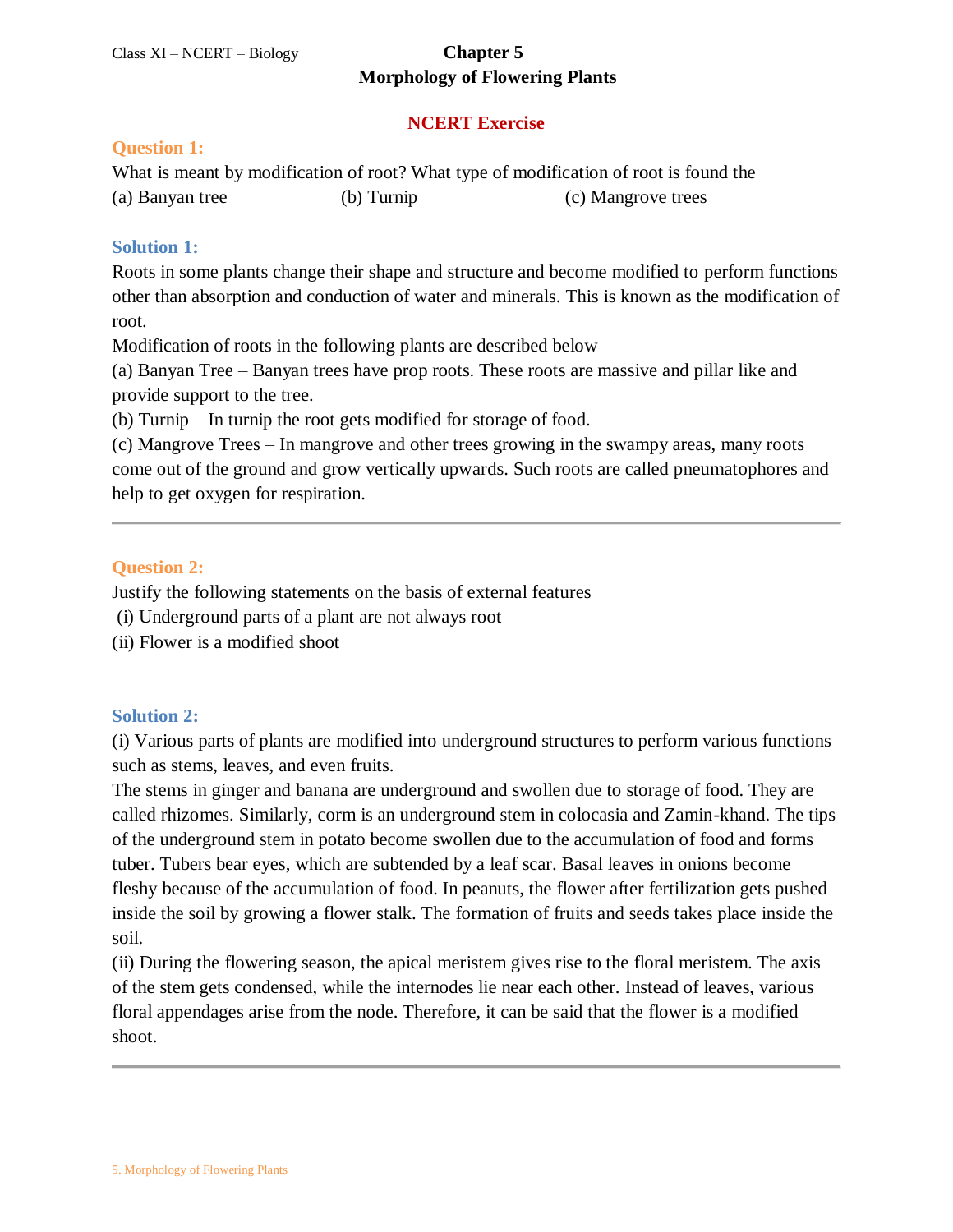# Chapter 5
# Morphology of Flowering Plants

## NCERT Exercise

### Question 1:

What is meant by modification of root? What type of modification of root is found the

(a) Banyan tree (b) Turnip (c) Mangrove trees

### Solution 1:

Roots in some plants change their shape and structure and become modified to perform functions other than absorption and conduction of water and minerals. This is known as the modification of root.

Modification of roots in the following plants are described below –

(a) Banyan Tree – Banyan trees have prop roots. These roots are massive and pillar like and provide support to the tree.

(b) Turnip – In turnip the root gets modified for storage of food.

(c) Mangrove Trees – In mangrove and other trees growing in the swampy areas, many roots come out of the ground and grow vertically upwards. Such roots are called pneumatophores and help to get oxygen for respiration.

---

### Question 2:

Justify the following statements on the basis of external features

(i) Underground parts of a plant are not always root

(ii) Flower is a modified shoot

### Solution 2:

(i) Various parts of plants are modified into underground structures to perform various functions such as stems, leaves, and even fruits.

The stems in ginger and banana are underground and swollen due to storage of food. They are called rhizomes. Similarly, corm is an underground stem in colocasia and Zamin-khand. The tips of the underground stem in potato become swollen due to the accumulation of food and forms tuber. Tubers bear eyes, which are subtended by a leaf scar. Basal leaves in onions become fleshy because of the accumulation of food. In peanuts, the flower after fertilization gets pushed inside the soil by growing a flower stalk. The formation of fruits and seeds takes place inside the soil.

(ii) During the flowering season, the apical meristem gives rise to the floral meristem. The axis of the stem gets condensed, while the internodes lie near each other. Instead of leaves, various floral appendages arise from the node. Therefore, it can be said that the flower is a modified shoot.

---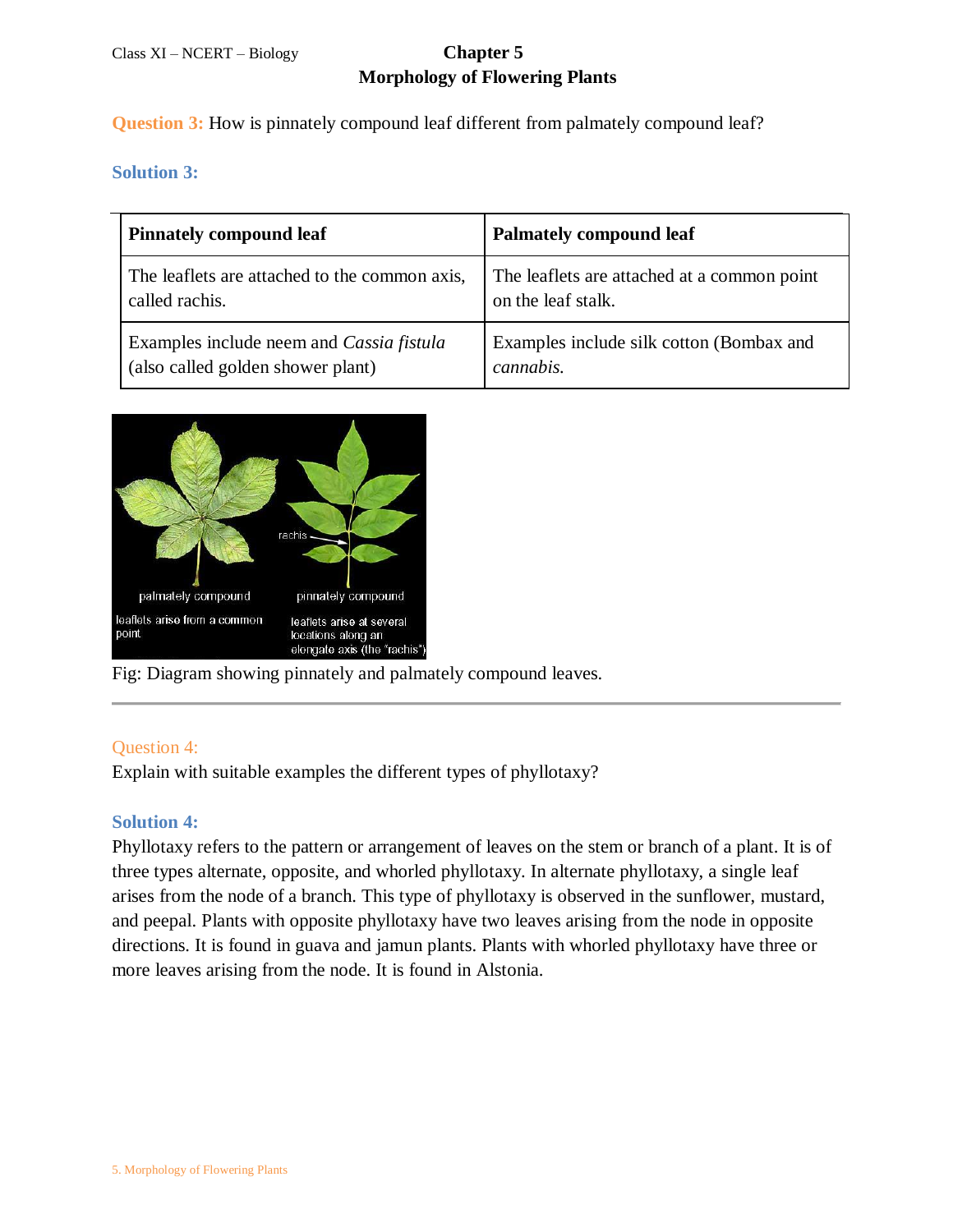**Question 3:** How is pinnately compound leaf different from palmately compound leaf?

**Solution 3:**

| Pinnately compound leaf | Palmately compound leaf |
|---|---|
| The leaflets are attached to the common axis, called rachis. | The leaflets are attached at a common point on the leaf stalk. |
| Examples include neem and *Cassia fistula* (also called golden shower plant) | Examples include silk cotton (Bombax and *cannabis.* |

Fig: Diagram showing pinnately and palmately compound leaves.

---

Question 4:

Explain with suitable examples the different types of phyllotaxy?

**Solution 4:**

Phyllotaxy refers to the pattern or arrangement of leaves on the stem or branch of a plant. It is of three types alternate, opposite, and whorled phyllotaxy. In alternate phyllotaxy, a single leaf arises from the node of a branch. This type of phyllotaxy is observed in the sunflower, mustard, and peepal. Plants with opposite phyllotaxy have two leaves arising from the node in opposite directions. It is found in guava and jamun plants. Plants with whorled phyllotaxy have three or more leaves arising from the node. It is found in Alstonia.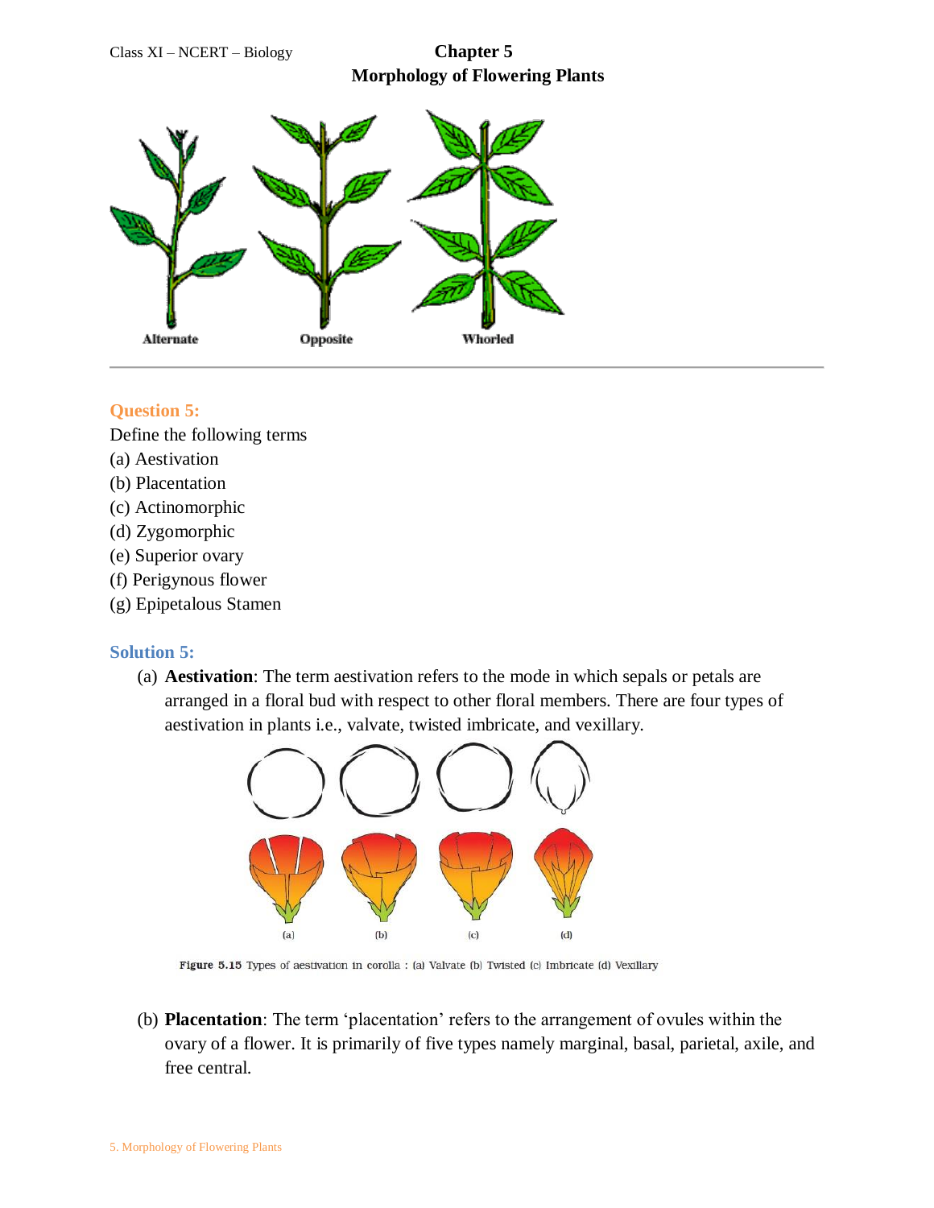Alternate Opposite Whorled

## Question 5:

Define the following terms

(a) Aestivation

(b) Placentation

(c) Actinomorphic

(d) Zygomorphic

(e) Superior ovary

(f) Perigynous flower

(g) Epipetalous Stamen

## Solution 5:

(a) **Aestivation**: The term aestivation refers to the mode in which sepals or petals are arranged in a floral bud with respect to other floral members. There are four types of aestivation in plants i.e., valvate, twisted imbricate, and vexillary.

(a) (b) (c) (d)

Figure 5.15 Types of aestivation in corolla : (a) Valvate (b) Twisted (c) Imbricate (d) Vexillary

(b) **Placentation**: The term 'placentation' refers to the arrangement of ovules within the ovary of a flower. It is primarily of five types namely marginal, basal, parietal, axile, and free central.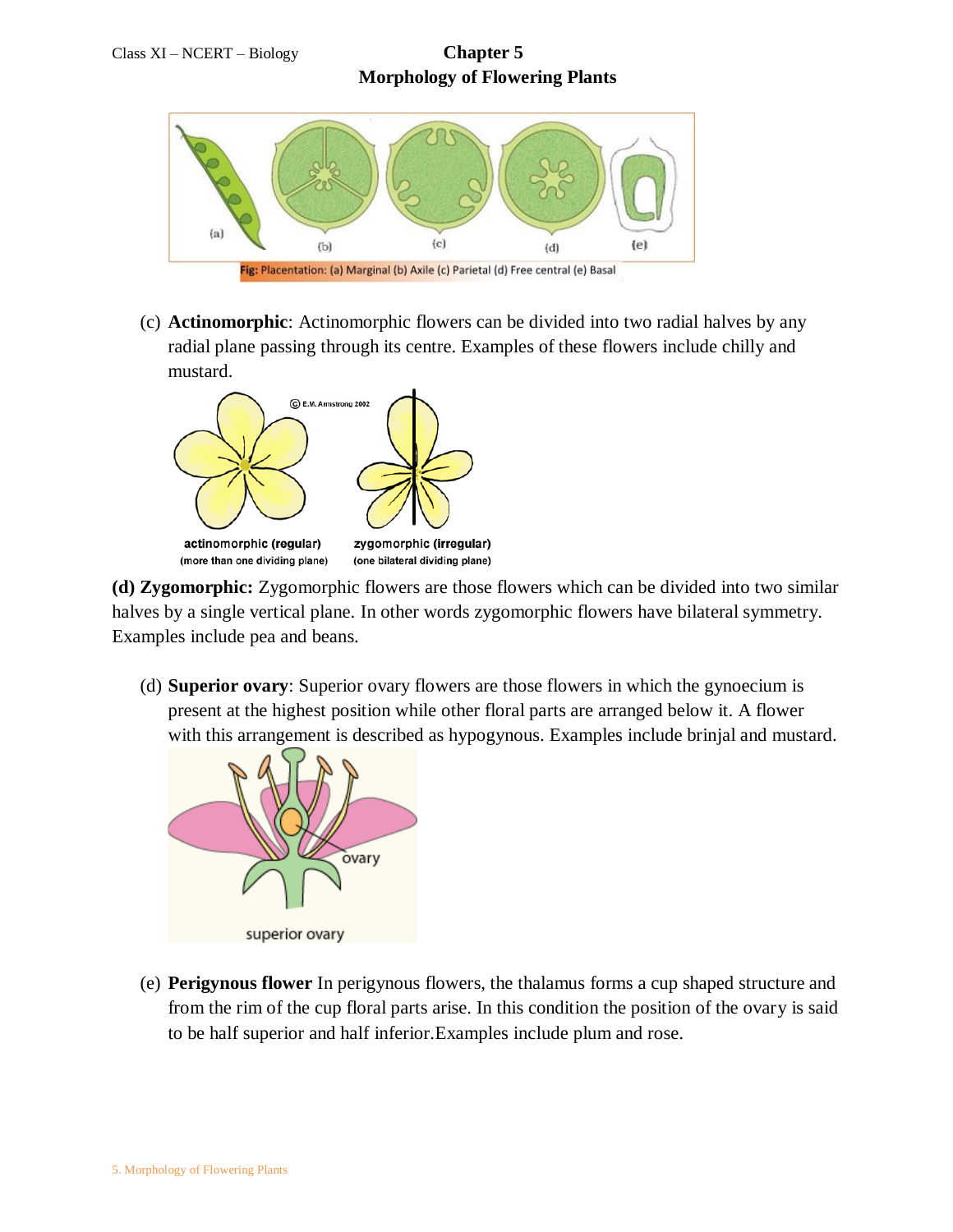Fig: Placentation: (a) Marginal (b) Axile (c) Parietal (d) Free central (e) Basal

(c) **Actinomorphic**: Actinomorphic flowers can be divided into two radial halves by any radial plane passing through its centre. Examples of these flowers include chilly and mustard.

actinomorphic (regular) (more than one dividing plane)

zygomorphic (irregular) (one bilateral dividing plane)

**(d) Zygomorphic:** Zygomorphic flowers are those flowers which can be divided into two similar halves by a single vertical plane. In other words zygomorphic flowers have bilateral symmetry. Examples include pea and beans.

(d) **Superior ovary**: Superior ovary flowers are those flowers in which the gynoecium is present at the highest position while other floral parts are arranged below it. A flower with this arrangement is described as hypogynous. Examples include brinjal and mustard.

superior ovary

(e) **Perigynous flower** In perigynous flowers, the thalamus forms a cup shaped structure and from the rim of the cup floral parts arise. In this condition the position of the ovary is said to be half superior and half inferior.Examples include plum and rose.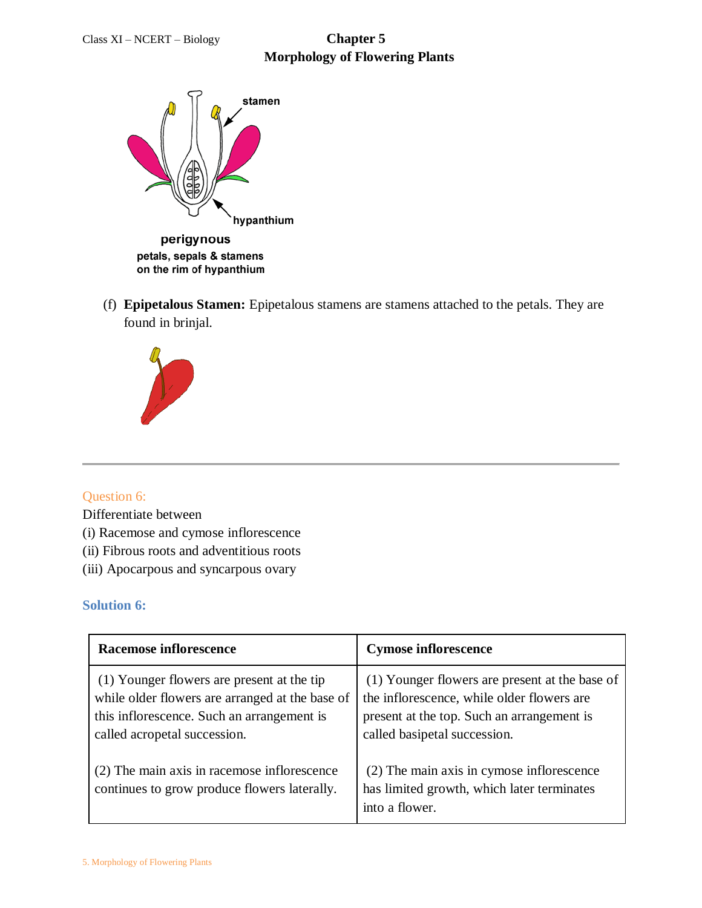perigynous

petals, sepals & stamens on the rim of hypanthium

(f) **Epipetalous Stamen:** Epipetalous stamens are stamens attached to the petals. They are found in brinjal.

---

Question 6:

Differentiate between

(i) Racemose and cymose inflorescence

(ii) Fibrous roots and adventitious roots

(iii) Apocarpous and syncarpous ovary

**Solution 6:**

| Racemose inflorescence | Cymose inflorescence |
|---|---|
| (1) Younger flowers are present at the tip while older flowers are arranged at the base of this inflorescence. Such an arrangement is called acropetal succession. | (1) Younger flowers are present at the base of the inflorescence, while older flowers are present at the top. Such an arrangement is called basipetal succession. |
| (2) The main axis in racemose inflorescence continues to grow produce flowers laterally. | (2) The main axis in cymose inflorescence has limited growth, which later terminates into a flower. |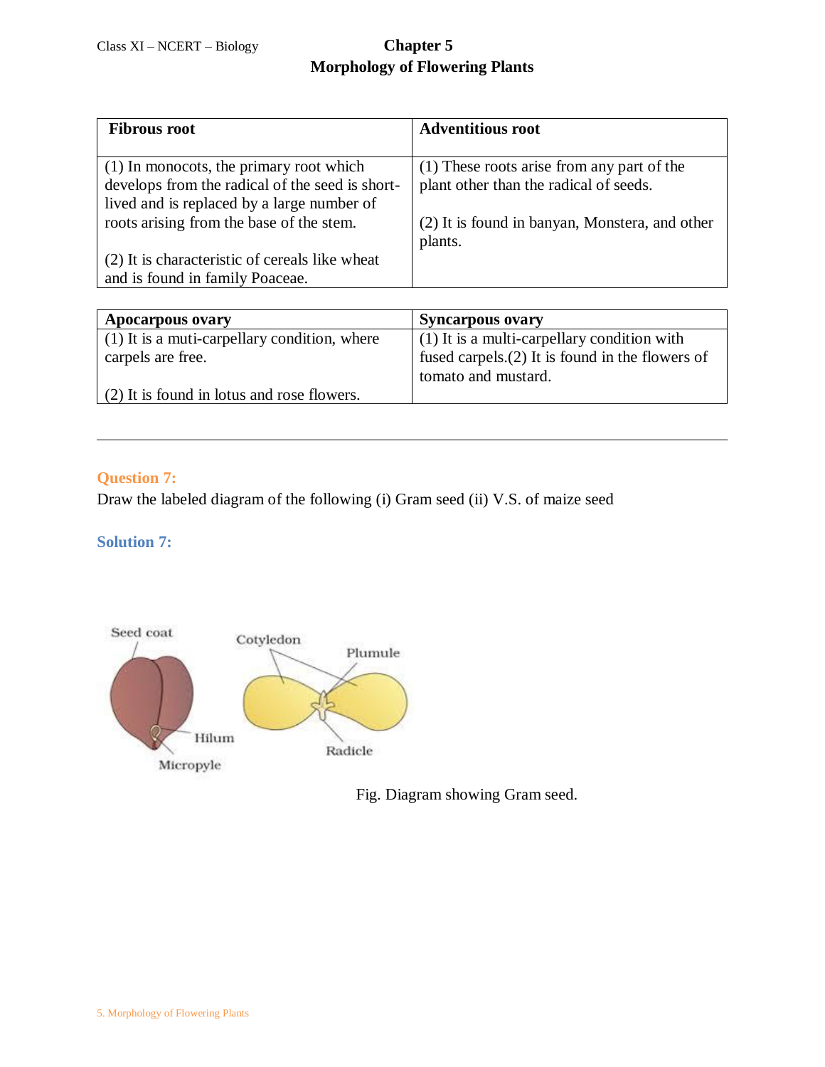| Fibrous root | Adventitious root |
|---|---|
| (1) In monocots, the primary root which develops from the radical of the seed is short-lived and is replaced by a large number of roots arising from the base of the stem.<br><br>(2) It is characteristic of cereals like wheat and is found in family Poaceae. | (1) These roots arise from any part of the plant other than the radical of seeds.<br><br>(2) It is found in banyan, Monstera, and other plants. |

| Apocarpous ovary | Syncarpous ovary |
|---|---|
| (1) It is a muti-carpellary condition, where carpels are free.<br><br>(2) It is found in lotus and rose flowers. | (1) It is a multi-carpellary condition with fused carpels.(2) It is found in the flowers of tomato and mustard. |

---

**Question 7:**

Draw the labeled diagram of the following (i) Gram seed (ii) V.S. of maize seed

**Solution 7:**

Fig. Diagram showing Gram seed.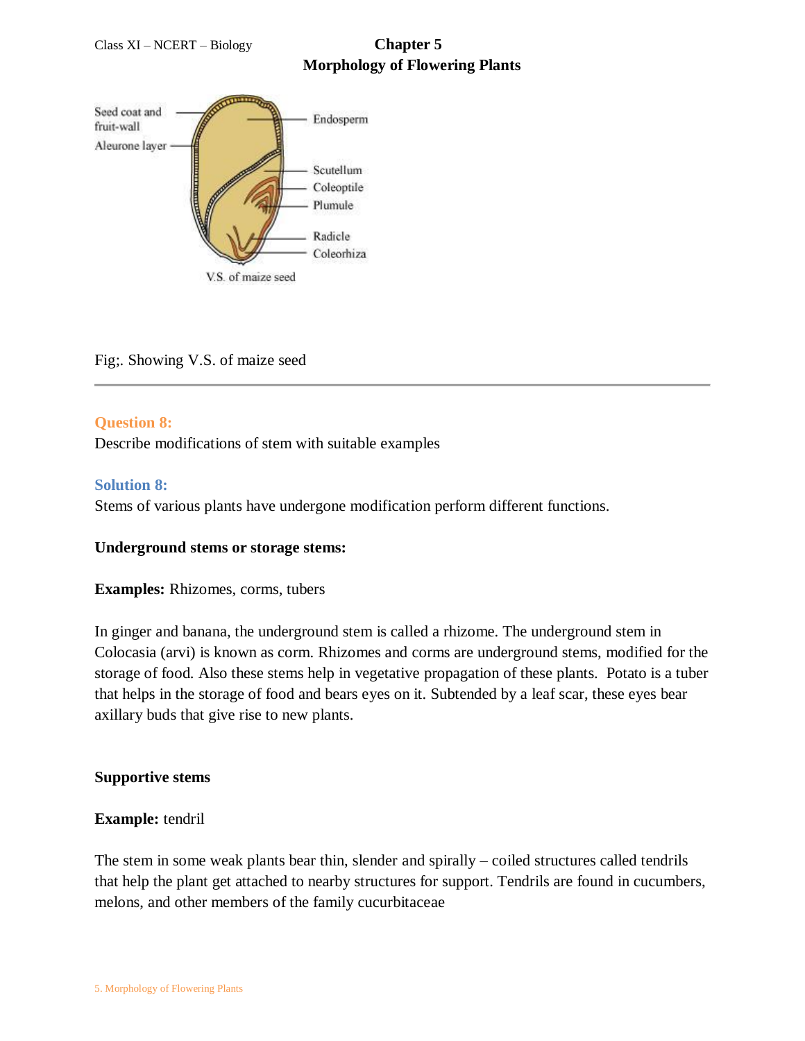Seed coat and fruit-wall

Aleurone layer

Endosperm

Scutellum

Coleoptile

Plumule

Radicle

Coleorhiza

V.S. of maize seed

Fig;. Showing V.S. of maize seed

---

**Question 8:**

Describe modifications of stem with suitable examples

**Solution 8:**

Stems of various plants have undergone modification perform different functions.

**Underground stems or storage stems:**

**Examples:** Rhizomes, corms, tubers

In ginger and banana, the underground stem is called a rhizome. The underground stem in Colocasia (arvi) is known as corm. Rhizomes and corms are underground stems, modified for the storage of food. Also these stems help in vegetative propagation of these plants. Potato is a tuber that helps in the storage of food and bears eyes on it. Subtended by a leaf scar, these eyes bear axillary buds that give rise to new plants.

**Supportive stems**

**Example:** tendril

The stem in some weak plants bear thin, slender and spirally – coiled structures called tendrils that help the plant get attached to nearby structures for support. Tendrils are found in cucumbers, melons, and other members of the family cucurbitaceae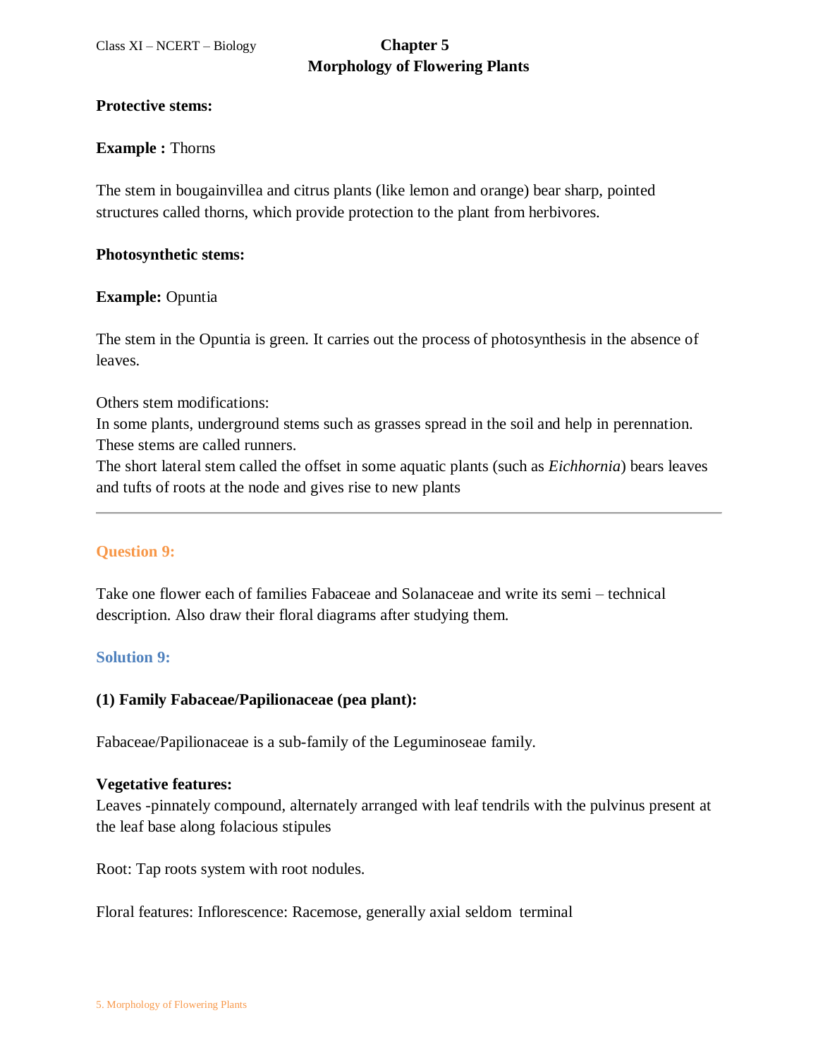**Protective stems:**

**Example :** Thorns

The stem in bougainvillea and citrus plants (like lemon and orange) bear sharp, pointed structures called thorns, which provide protection to the plant from herbivores.

**Photosynthetic stems:**

**Example:** Opuntia

The stem in the Opuntia is green. It carries out the process of photosynthesis in the absence of leaves.

Others stem modifications:
In some plants, underground stems such as grasses spread in the soil and help in perennation. These stems are called runners.
The short lateral stem called the offset in some aquatic plants (such as *Eichhornia*) bears leaves and tufts of roots at the node and gives rise to new plants

---

## Question 9:

Take one flower each of families Fabaceae and Solanaceae and write its semi – technical description. Also draw their floral diagrams after studying them.

## Solution 9:

**(1) Family Fabaceae/Papilionaceae (pea plant):**

Fabaceae/Papilionaceae is a sub-family of the Leguminoseae family.

**Vegetative features:**
Leaves -pinnately compound, alternately arranged with leaf tendrils with the pulvinus present at the leaf base along folacious stipules

Root: Tap roots system with root nodules.

Floral features: Inflorescence: Racemose, generally axial seldom terminal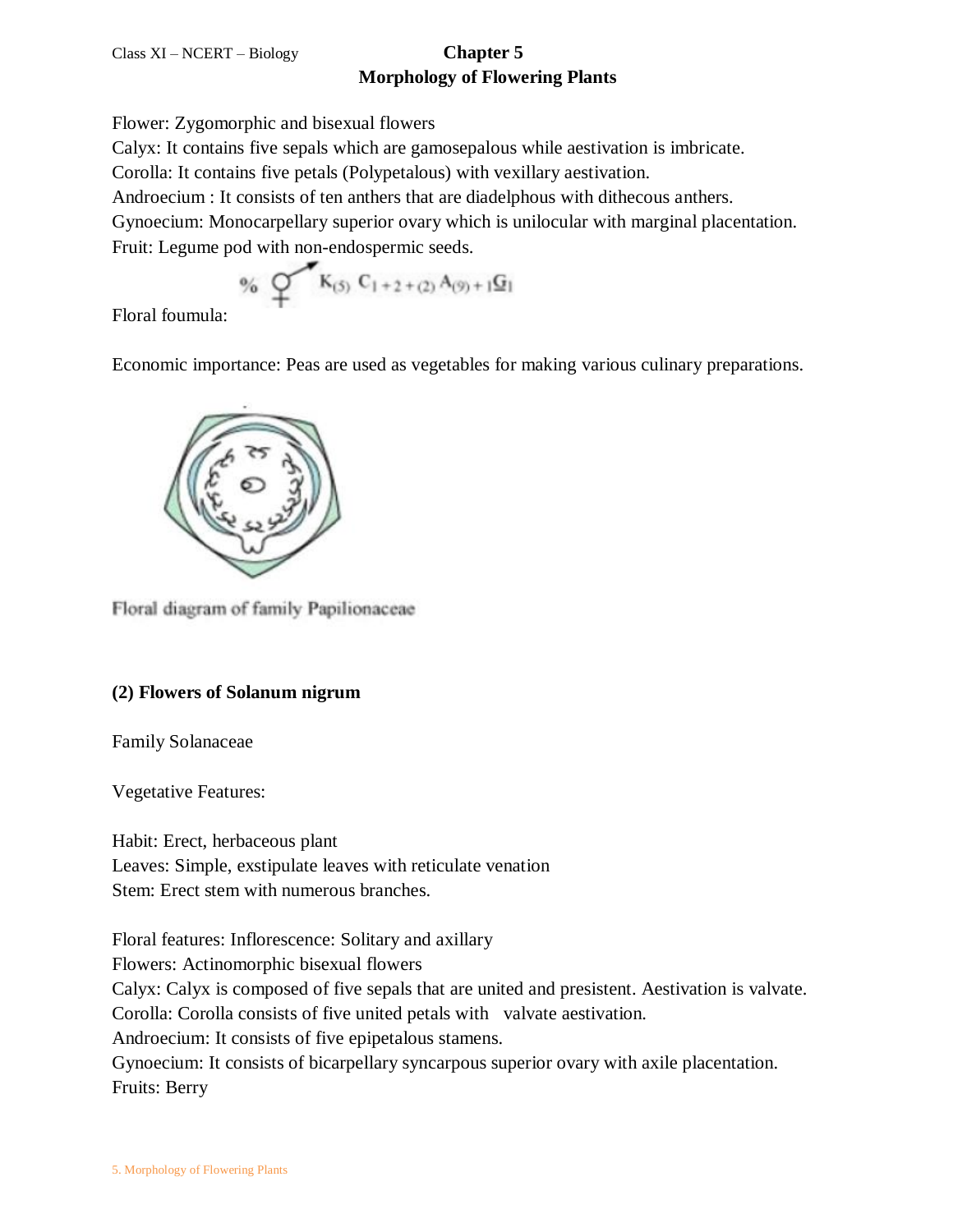Flower: Zygomorphic and bisexual flowers

Calyx: It contains five sepals which are gamosepalous while aestivation is imbricate.

Corolla: It contains five petals (Polypetalous) with vexillary aestivation.

Androecium : It consists of ten anthers that are diadelphous with dithecous anthers.

Gynoecium: Monocarpellary superior ovary which is unilocular with marginal placentation.

Fruit: Legume pod with non-endospermic seeds.

Floral foumula: $\% \; ⚥ \; K_{(5)} \; C_{1+2+(2)} \; A_{(9)+1} \; \underline{G}_1$

Economic importance: Peas are used as vegetables for making various culinary preparations.

Floral diagram of family Papilionaceae

**(2) Flowers of Solanum nigrum**

Family Solanaceae

Vegetative Features:

Habit: Erect, herbaceous plant

Leaves: Simple, exstipulate leaves with reticulate venation

Stem: Erect stem with numerous branches.

Floral features: Inflorescence: Solitary and axillary

Flowers: Actinomorphic bisexual flowers

Calyx: Calyx is composed of five sepals that are united and presistent. Aestivation is valvate.

Corolla: Corolla consists of five united petals with valvate aestivation.

Androecium: It consists of five epipetalous stamens.

Gynoecium: It consists of bicarpellary syncarpous superior ovary with axile placentation.

Fruits: Berry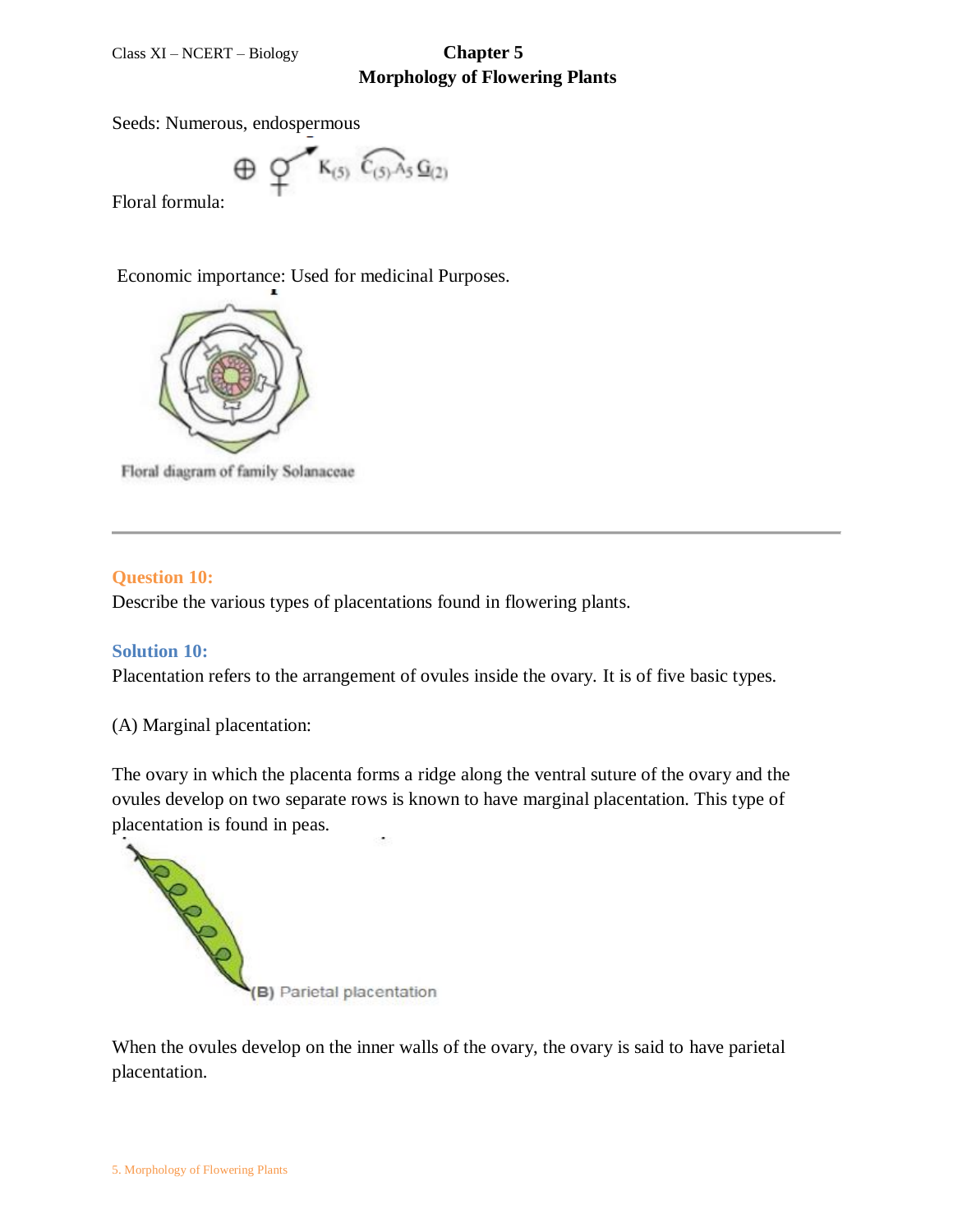Seeds: Numerous, endospermous

Floral formula: $\oplus \ ⚥ \ K_{(5)} \ \widehat{C_{(5)} A_5} \ \underline{G}_{(2)}$

Economic importance: Used for medicinal Purposes.

Floral diagram of family Solanaceae

---

**Question 10:**

Describe the various types of placentations found in flowering plants.

**Solution 10:**

Placentation refers to the arrangement of ovules inside the ovary. It is of five basic types.

(A) Marginal placentation:

The ovary in which the placenta forms a ridge along the ventral suture of the ovary and the ovules develop on two separate rows is known to have marginal placentation. This type of placentation is found in peas.

(B) Parietal placentation

When the ovules develop on the inner walls of the ovary, the ovary is said to have parietal placentation.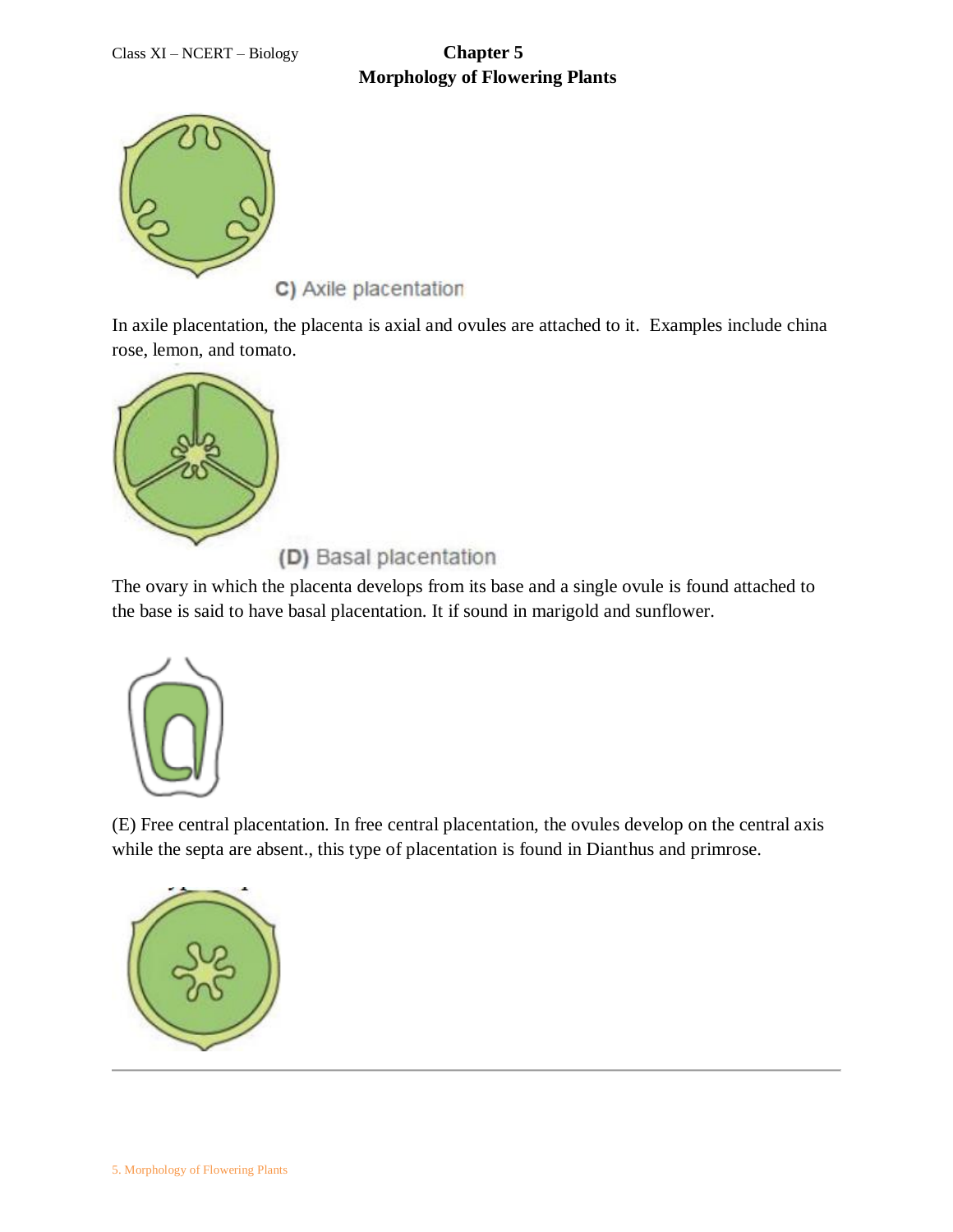C) Axile placentation

In axile placentation, the placenta is axial and ovules are attached to it.  Examples include china rose, lemon, and tomato.

(D) Basal placentation

The ovary in which the placenta develops from its base and a single ovule is found attached to the base is said to have basal placentation. It if sound in marigold and sunflower.

(E) Free central placentation. In free central placentation, the ovules develop on the central axis while the septa are absent., this type of placentation is found in Dianthus and primrose.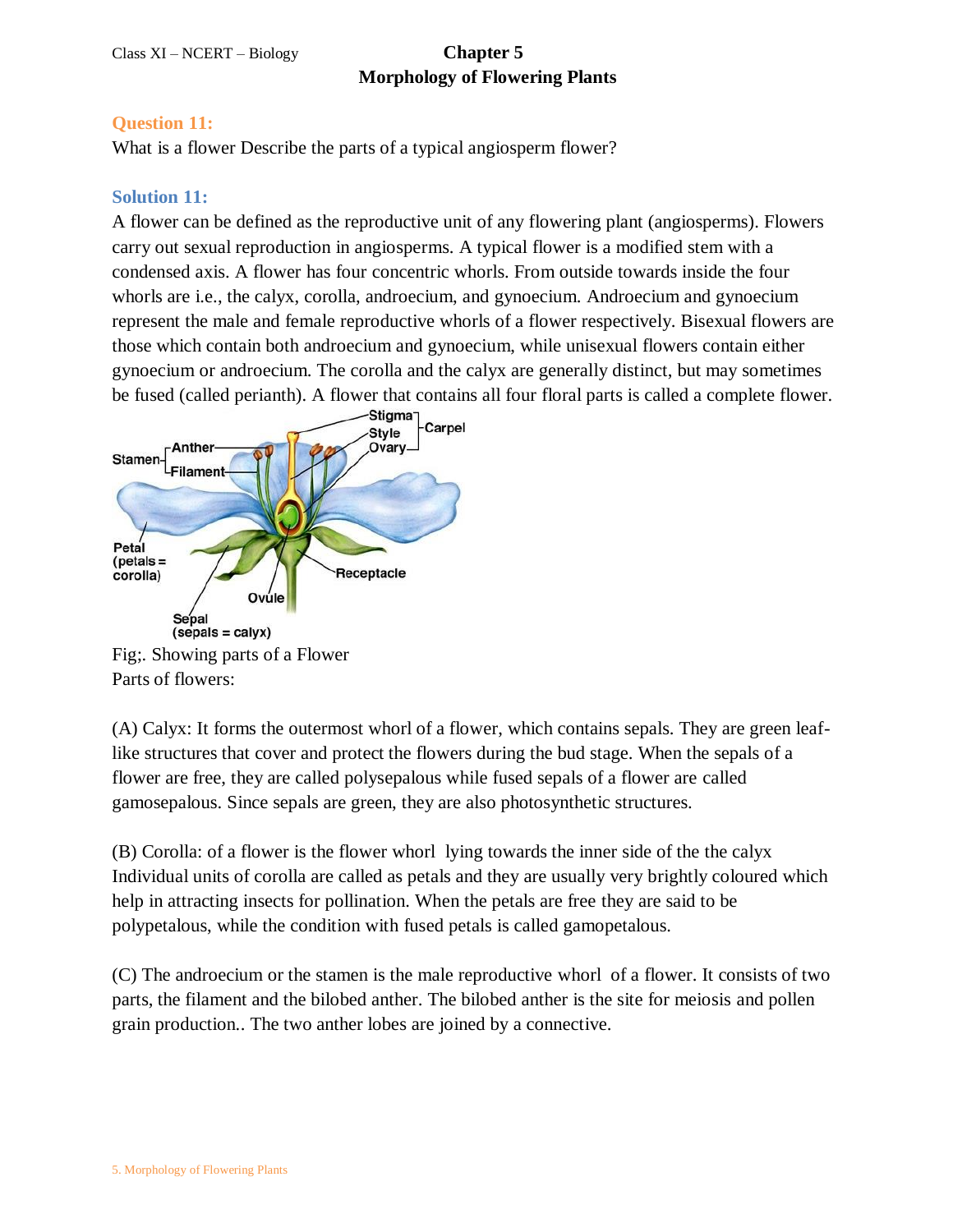## Question 11:

What is a flower Describe the parts of a typical angiosperm flower?

## Solution 11:

A flower can be defined as the reproductive unit of any flowering plant (angiosperms). Flowers carry out sexual reproduction in angiosperms. A typical flower is a modified stem with a condensed axis. A flower has four concentric whorls. From outside towards inside the four whorls are i.e., the calyx, corolla, androecium, and gynoecium. Androecium and gynoecium represent the male and female reproductive whorls of a flower respectively. Bisexual flowers are those which contain both androecium and gynoecium, while unisexual flowers contain either gynoecium or androecium. The corolla and the calyx are generally distinct, but may sometimes be fused (called perianth). A flower that contains all four floral parts is called a complete flower.

Fig;. Showing parts of a Flower

Parts of flowers:

(A) Calyx: It forms the outermost whorl of a flower, which contains sepals. They are green leaf-like structures that cover and protect the flowers during the bud stage. When the sepals of a flower are free, they are called polysepalous while fused sepals of a flower are called gamosepalous. Since sepals are green, they are also photosynthetic structures.

(B) Corolla: of a flower is the flower whorl lying towards the inner side of the the calyx Individual units of corolla are called as petals and they are usually very brightly coloured which help in attracting insects for pollination. When the petals are free they are said to be polypetalous, while the condition with fused petals is called gamopetalous.

(C) The androecium or the stamen is the male reproductive whorl of a flower. It consists of two parts, the filament and the bilobed anther. The bilobed anther is the site for meiosis and pollen grain production.. The two anther lobes are joined by a connective.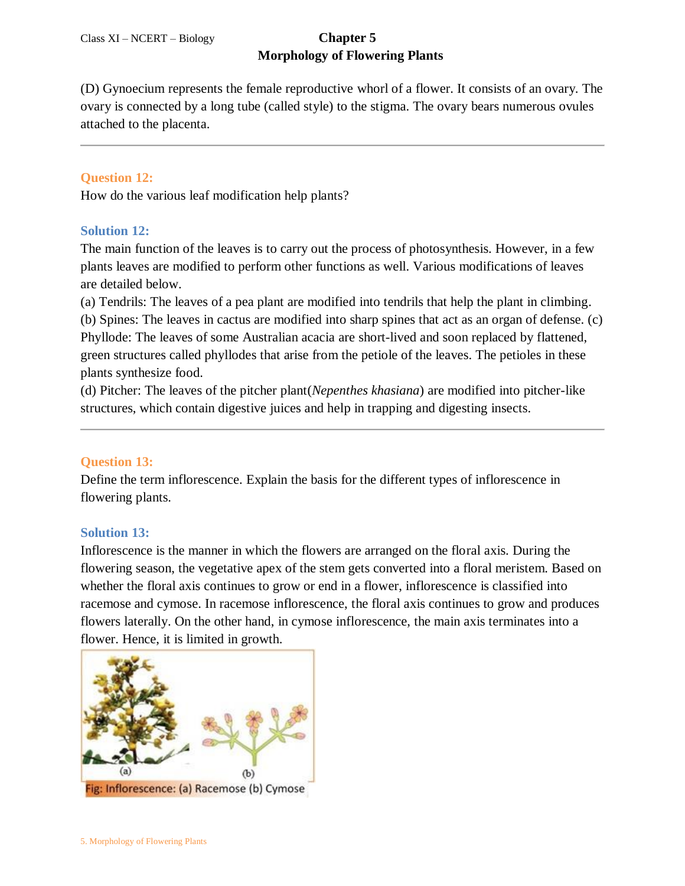(D) Gynoecium represents the female reproductive whorl of a flower. It consists of an ovary. The ovary is connected by a long tube (called style) to the stigma. The ovary bears numerous ovules attached to the placenta.

---

**Question 12:**

How do the various leaf modification help plants?

**Solution 12:**

The main function of the leaves is to carry out the process of photosynthesis. However, in a few plants leaves are modified to perform other functions as well. Various modifications of leaves are detailed below.

(a) Tendrils: The leaves of a pea plant are modified into tendrils that help the plant in climbing.

(b) Spines: The leaves in cactus are modified into sharp spines that act as an organ of defense.

(c) Phyllode: The leaves of some Australian acacia are short-lived and soon replaced by flattened, green structures called phyllodes that arise from the petiole of the leaves. The petioles in these plants synthesize food.

(d) Pitcher: The leaves of the pitcher plant(*Nepenthes khasiana*) are modified into pitcher-like structures, which contain digestive juices and help in trapping and digesting insects.

---

**Question 13:**

Define the term inflorescence. Explain the basis for the different types of inflorescence in flowering plants.

**Solution 13:**

Inflorescence is the manner in which the flowers are arranged on the floral axis. During the flowering season, the vegetative apex of the stem gets converted into a floral meristem. Based on whether the floral axis continues to grow or end in a flower, inflorescence is classified into racemose and cymose. In racemose inflorescence, the floral axis continues to grow and produces flowers laterally. On the other hand, in cymose inflorescence, the main axis terminates into a flower. Hence, it is limited in growth.

Fig: Inflorescence: (a) Racemose (b) Cymose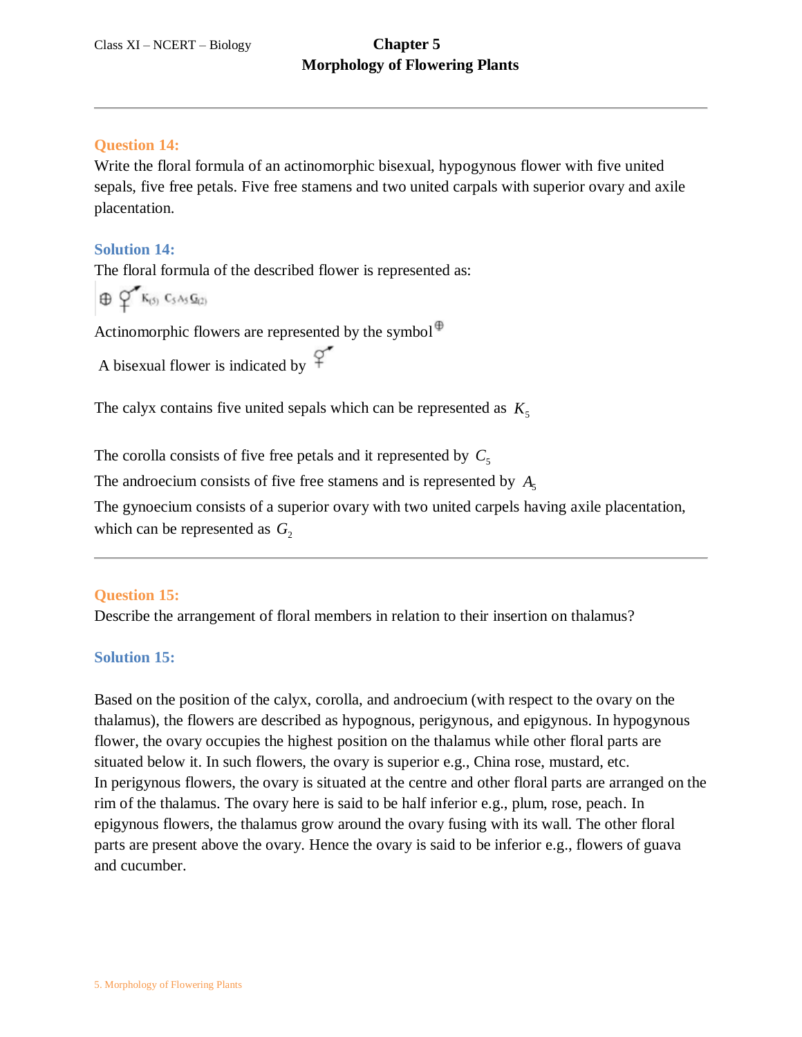**Question 14:**

Write the floral formula of an actinomorphic bisexual, hypogynous flower with five united sepals, five free petals. Five free stamens and two united carpals with superior ovary and axile placentation.

**Solution 14:**

The floral formula of the described flower is represented as:

⊕ ⚥ $K_{(5)}$ $C_5$ $A_5$ $\underline{G}_{(2)}$

Actinomorphic flowers are represented by the symbol ⊕

A bisexual flower is indicated by ⚥

The calyx contains five united sepals which can be represented as $K_5$

The corolla consists of five free petals and it represented by $C_5$

The androecium consists of five free stamens and is represented by $A_5$

The gynoecium consists of a superior ovary with two united carpels having axile placentation, which can be represented as $G_2$

**Question 15:**

Describe the arrangement of floral members in relation to their insertion on thalamus?

**Solution 15:**

Based on the position of the calyx, corolla, and androecium (with respect to the ovary on the thalamus), the flowers are described as hypognous, perigynous, and epigynous. In hypogynous flower, the ovary occupies the highest position on the thalamus while other floral parts are situated below it. In such flowers, the ovary is superior e.g., China rose, mustard, etc.
In perigynous flowers, the ovary is situated at the centre and other floral parts are arranged on the rim of the thalamus. The ovary here is said to be half inferior e.g., plum, rose, peach. In epigynous flowers, the thalamus grow around the ovary fusing with its wall. The other floral parts are present above the ovary. Hence the ovary is said to be inferior e.g., flowers of guava and cucumber.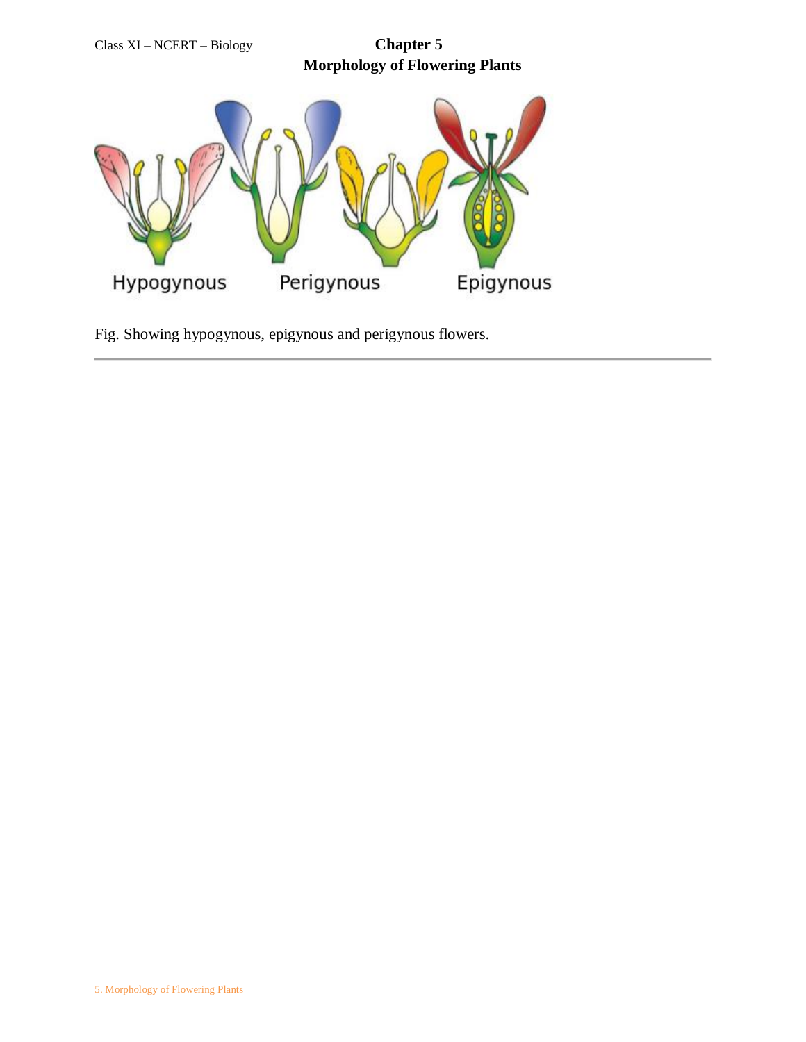Hypogynous

Perigynous

Epigynous

Fig. Showing hypogynous, epigynous and perigynous flowers.